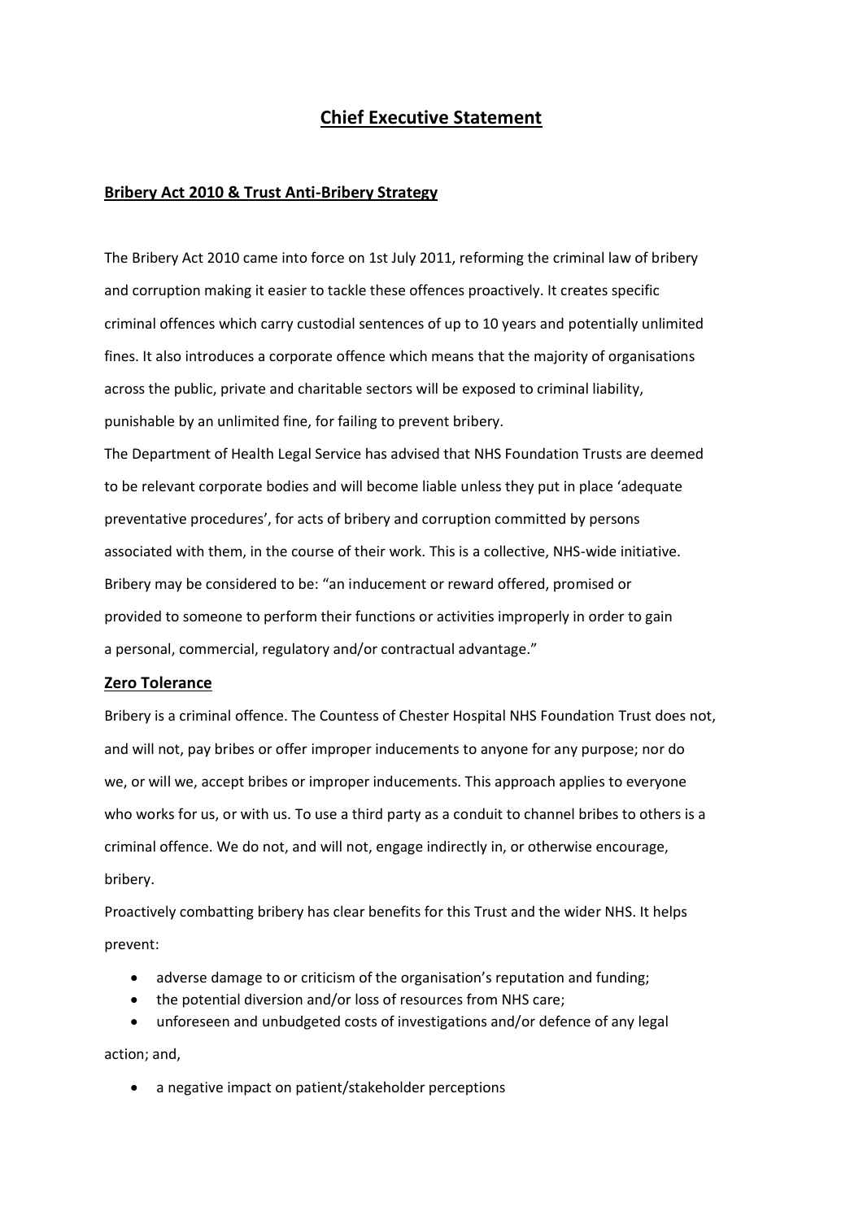# Chief Executive Statement

## Bribery Act 2010 & Trust Anti-Bribery Strategy

The Bribery Act 2010 came into force on 1st July 2011, reforming the criminal law of bribery and corruption making it easier to tackle these offences proactively. It creates specific criminal offences which carry custodial sentences of up to 10 years and potentially unlimited fines. It also introduces a corporate offence which means that the majority of organisations across the public, private and charitable sectors will be exposed to criminal liability, punishable by an unlimited fine, for failing to prevent bribery.

The Department of Health Legal Service has advised that NHS Foundation Trusts are deemed to be relevant corporate bodies and will become liable unless they put in place 'adequate preventative procedures', for acts of bribery and corruption committed by persons associated with them, in the course of their work. This is a collective, NHS-wide initiative. Bribery may be considered to be: "an inducement or reward offered, promised or provided to someone to perform their functions or activities improperly in order to gain a personal, commercial, regulatory and/or contractual advantage."

## Zero Tolerance

Bribery is a criminal offence. The Countess of Chester Hospital NHS Foundation Trust does not, and will not, pay bribes or offer improper inducements to anyone for any purpose; nor do we, or will we, accept bribes or improper inducements. This approach applies to everyone who works for us, or with us. To use a third party as a conduit to channel bribes to others is a criminal offence. We do not, and will not, engage indirectly in, or otherwise encourage, bribery.

Proactively combatting bribery has clear benefits for this Trust and the wider NHS. It helps prevent:

- adverse damage to or criticism of the organisation's reputation and funding;
- the potential diversion and/or loss of resources from NHS care;
- unforeseen and unbudgeted costs of investigations and/or defence of any legal action; and,
- a negative impact on patient/stakeholder perceptions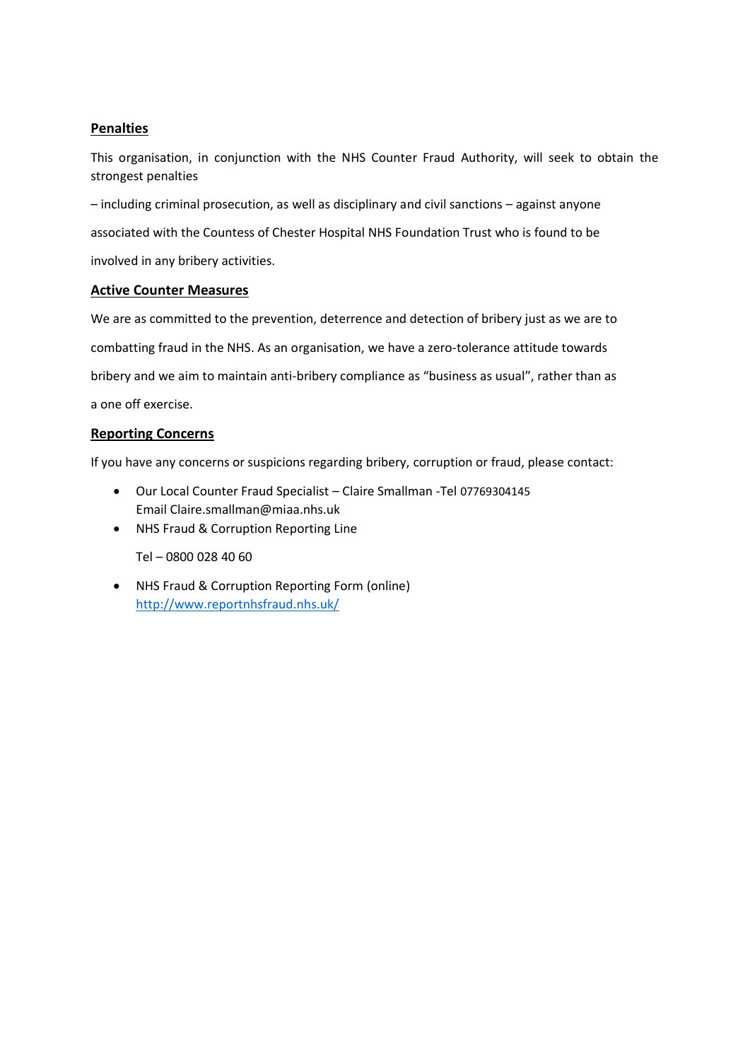## Penalties

This organisation, in conjunction with the NHS Counter Fraud Authority, will seek to obtain the strongest penalties – including criminal prosecution, as well as disciplinary and civil sanctions – against anyone associated with the Countess of Chester Hospital NHS Foundation Trust who is found to be involved in any bribery activities.

## Active Counter Measures

We are as committed to the prevention, deterrence and detection of bribery just as we are to combatting fraud in the NHS. As an organisation, we have a zero-tolerance attitude towards bribery and we aim to maintain anti-bribery compliance as "business as usual", rather than as a one off exercise.

## Reporting Concerns

If you have any concerns or suspicions regarding bribery, corruption or fraud, please contact:

- Our Local Counter Fraud Specialist – Claire Smallman -Tel 07769304145
  Email Claire.smallman@miaa.nhs.uk
- NHS Fraud & Corruption Reporting Line

  Tel – 0800 028 40 60

- NHS Fraud & Corruption Reporting Form (online)
  http://www.reportnhsfraud.nhs.uk/